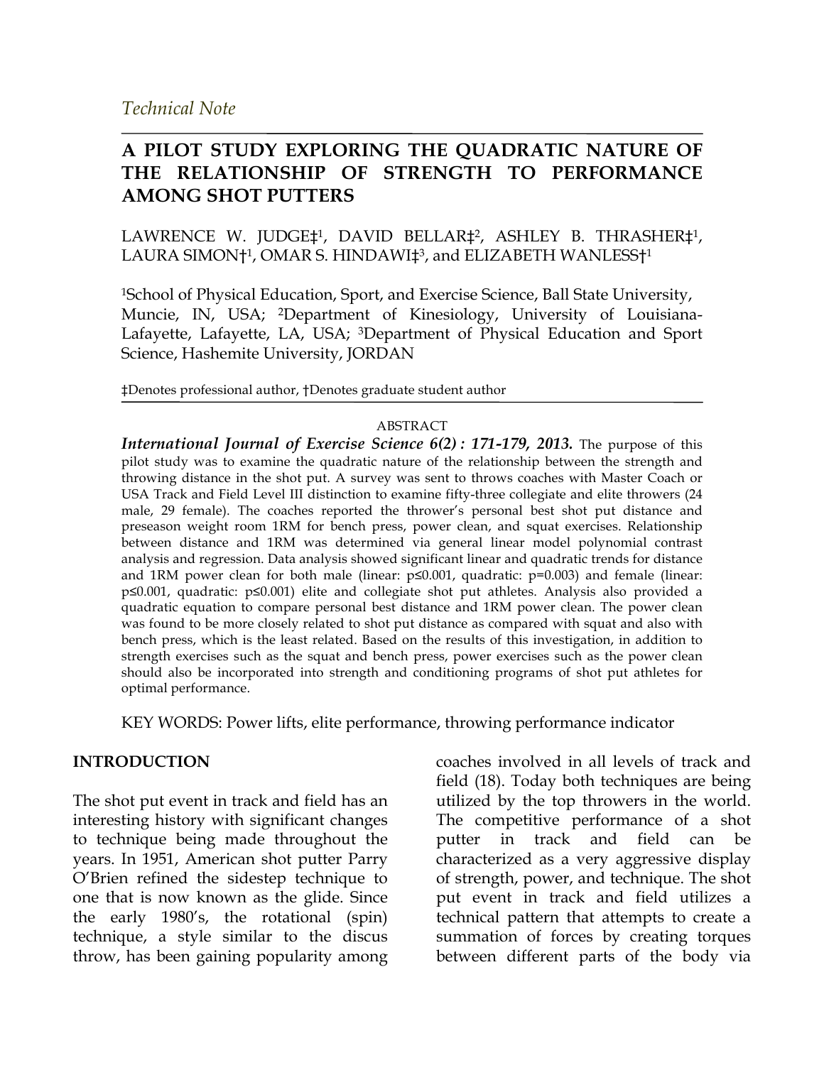*Technical Note*

# A PILOT STUDY EXPLORING THE QUADRATIC NATURE OF THE RELATIONSHIP OF STRENGTH TO PERFORMANCE AMONG SHOT PUTTERS

LAWRENCE W. JUDGE‡[1], DAVID BELLAR‡[2], ASHLEY B. THRASHER‡[1], LAURA SIMON†[1], OMAR S. HINDAWI‡[3], and ELIZABETH WANLESS†[1]

[1]School of Physical Education, Sport, and Exercise Science, Ball State University, Muncie, IN, USA; [2]Department of Kinesiology, University of Louisiana-Lafayette, Lafayette, LA, USA; [3]Department of Physical Education and Sport Science, Hashemite University, JORDAN

‡Denotes professional author, †Denotes graduate student author

ABSTRACT

***International Journal of Exercise Science 6(2) : 171-179, 2013.*** The purpose of this pilot study was to examine the quadratic nature of the relationship between the strength and throwing distance in the shot put. A survey was sent to throws coaches with Master Coach or USA Track and Field Level III distinction to examine fifty-three collegiate and elite throwers (24 male, 29 female). The coaches reported the thrower's personal best shot put distance and preseason weight room 1RM for bench press, power clean, and squat exercises. Relationship between distance and 1RM was determined via general linear model polynomial contrast analysis and regression. Data analysis showed significant linear and quadratic trends for distance and 1RM power clean for both male (linear: $p \leq 0.001$, quadratic: $p = 0.003$) and female (linear: $p \leq 0.001$, quadratic: $p \leq 0.001$) elite and collegiate shot put athletes. Analysis also provided a quadratic equation to compare personal best distance and 1RM power clean. The power clean was found to be more closely related to shot put distance as compared with squat and also with bench press, which is the least related. Based on the results of this investigation, in addition to strength exercises such as the squat and bench press, power exercises such as the power clean should also be incorporated into strength and conditioning programs of shot put athletes for optimal performance.

KEY WORDS: Power lifts, elite performance, throwing performance indicator

## INTRODUCTION

The shot put event in track and field has an interesting history with significant changes to technique being made throughout the years. In 1951, American shot putter Parry O'Brien refined the sidestep technique to one that is now known as the glide. Since the early 1980's, the rotational (spin) technique, a style similar to the discus throw, has been gaining popularity among coaches involved in all levels of track and field (18). Today both techniques are being utilized by the top throwers in the world. The competitive performance of a shot putter in track and field can be characterized as a very aggressive display of strength, power, and technique. The shot put event in track and field utilizes a technical pattern that attempts to create a summation of forces by creating torques between different parts of the body via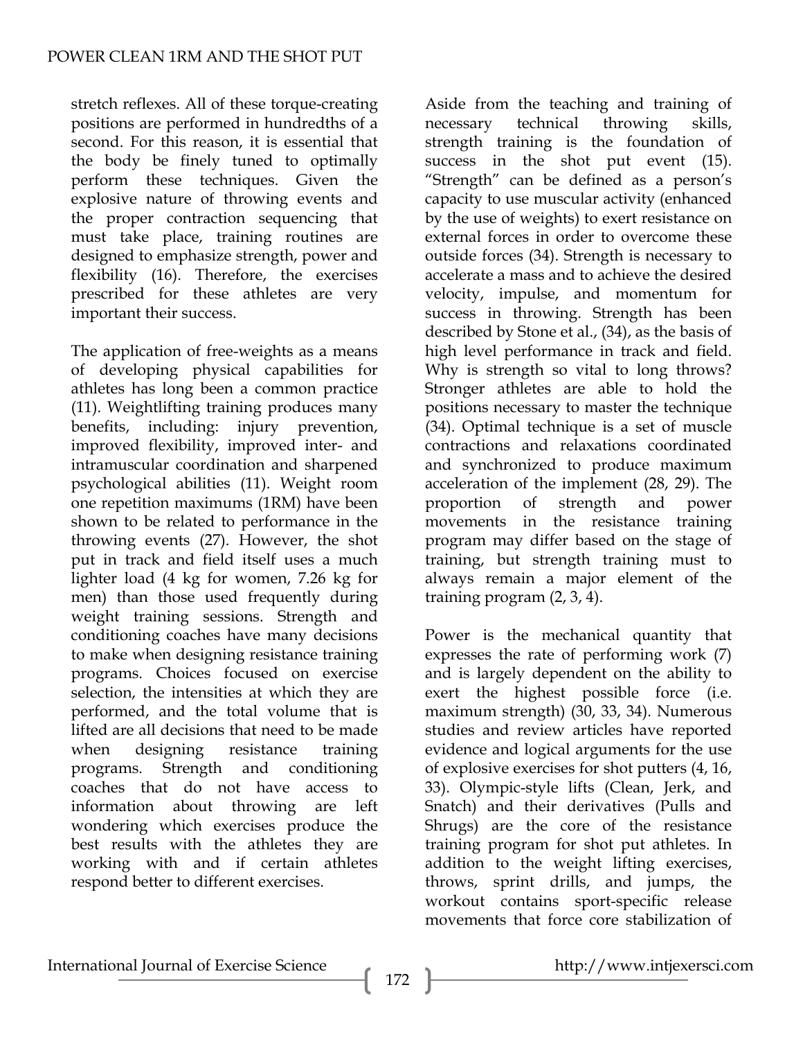stretch reflexes. All of these torque-creating positions are performed in hundredths of a second. For this reason, it is essential that the body be finely tuned to optimally perform these techniques. Given the explosive nature of throwing events and the proper contraction sequencing that must take place, training routines are designed to emphasize strength, power and flexibility (16). Therefore, the exercises prescribed for these athletes are very important their success.

The application of free-weights as a means of developing physical capabilities for athletes has long been a common practice (11). Weightlifting training produces many benefits, including: injury prevention, improved flexibility, improved inter- and intramuscular coordination and sharpened psychological abilities (11). Weight room one repetition maximums (1RM) have been shown to be related to performance in the throwing events (27). However, the shot put in track and field itself uses a much lighter load (4 kg for women, 7.26 kg for men) than those used frequently during weight training sessions. Strength and conditioning coaches have many decisions to make when designing resistance training programs. Choices focused on exercise selection, the intensities at which they are performed, and the total volume that is lifted are all decisions that need to be made when designing resistance training programs. Strength and conditioning coaches that do not have access to information about throwing are left wondering which exercises produce the best results with the athletes they are working with and if certain athletes respond better to different exercises.

Aside from the teaching and training of necessary technical throwing skills, strength training is the foundation of success in the shot put event (15). "Strength" can be defined as a person's capacity to use muscular activity (enhanced by the use of weights) to exert resistance on external forces in order to overcome these outside forces (34). Strength is necessary to accelerate a mass and to achieve the desired velocity, impulse, and momentum for success in throwing. Strength has been described by Stone et al., (34), as the basis of high level performance in track and field. Why is strength so vital to long throws? Stronger athletes are able to hold the positions necessary to master the technique (34). Optimal technique is a set of muscle contractions and relaxations coordinated and synchronized to produce maximum acceleration of the implement (28, 29). The proportion of strength and power movements in the resistance training program may differ based on the stage of training, but strength training must to always remain a major element of the training program (2, 3, 4).

Power is the mechanical quantity that expresses the rate of performing work (7) and is largely dependent on the ability to exert the highest possible force (i.e. maximum strength) (30, 33, 34). Numerous studies and review articles have reported evidence and logical arguments for the use of explosive exercises for shot putters (4, 16, 33). Olympic-style lifts (Clean, Jerk, and Snatch) and their derivatives (Pulls and Shrugs) are the core of the resistance training program for shot put athletes. In addition to the weight lifting exercises, throws, sprint drills, and jumps, the workout contains sport-specific release movements that force core stabilization of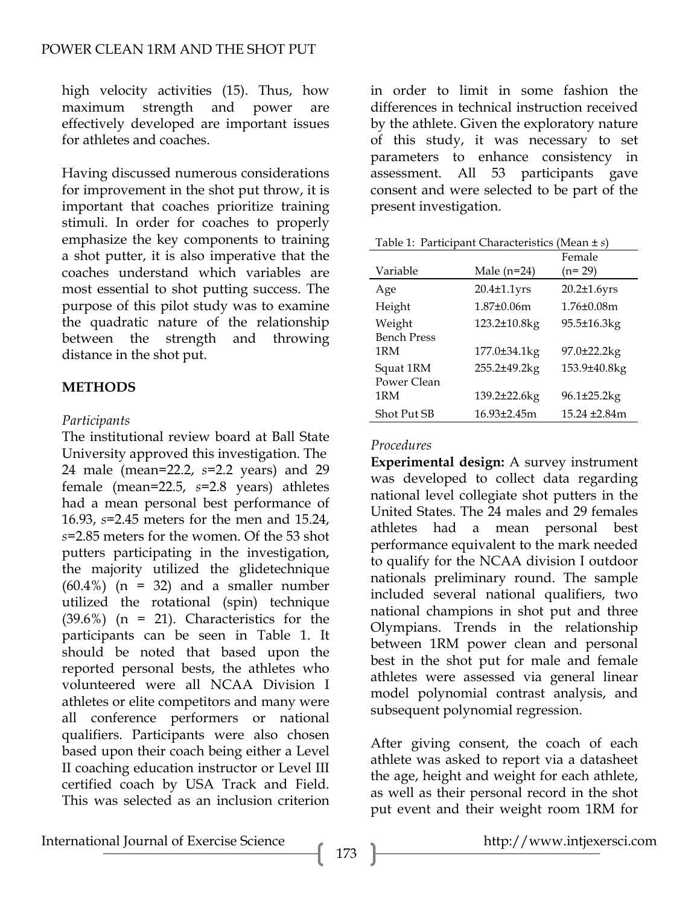high velocity activities (15). Thus, how maximum strength and power are effectively developed are important issues for athletes and coaches.

Having discussed numerous considerations for improvement in the shot put throw, it is important that coaches prioritize training stimuli. In order for coaches to properly emphasize the key components to training a shot putter, it is also imperative that the coaches understand which variables are most essential to shot putting success. The purpose of this pilot study was to examine the quadratic nature of the relationship between the strength and throwing distance in the shot put.

## METHODS

*Participants*

The institutional review board at Ball State University approved this investigation. The 24 male (mean=22.2, *s*=2.2 years) and 29 female (mean=22.5, *s*=2.8 years) athletes had a mean personal best performance of 16.93, *s*=2.45 meters for the men and 15.24, *s*=2.85 meters for the women. Of the 53 shot putters participating in the investigation, the majority utilized the glidetechnique (60.4%) (n = 32) and a smaller number utilized the rotational (spin) technique (39.6%) (n = 21). Characteristics for the participants can be seen in Table 1. It should be noted that based upon the reported personal bests, the athletes who volunteered were all NCAA Division I athletes or elite competitors and many were all conference performers or national qualifiers. Participants were also chosen based upon their coach being either a Level II coaching education instructor or Level III certified coach by USA Track and Field. This was selected as an inclusion criterion in order to limit in some fashion the differences in technical instruction received by the athlete. Given the exploratory nature of this study, it was necessary to set parameters to enhance consistency in assessment. All 53 participants gave consent and were selected to be part of the present investigation.

Table 1: Participant Characteristics (Mean ± *s*)

| Variable | Male (n=24) | Female (n= 29) |
|---|---|---|
| Age | 20.4±1.1yrs | 20.2±1.6yrs |
| Height | 1.87±0.06m | 1.76±0.08m |
| Weight | 123.2±10.8kg | 95.5±16.3kg |
| Bench Press 1RM | 177.0±34.1kg | 97.0±22.2kg |
| Squat 1RM | 255.2±49.2kg | 153.9±40.8kg |
| Power Clean 1RM | 139.2±22.6kg | 96.1±25.2kg |
| Shot Put SB | 16.93±2.45m | 15.24 ±2.84m |

*Procedures*

**Experimental design:** A survey instrument was developed to collect data regarding national level collegiate shot putters in the United States. The 24 males and 29 females athletes had a mean personal best performance equivalent to the mark needed to qualify for the NCAA division I outdoor nationals preliminary round. The sample included several national qualifiers, two national champions in shot put and three Olympians. Trends in the relationship between 1RM power clean and personal best in the shot put for male and female athletes were assessed via general linear model polynomial contrast analysis, and subsequent polynomial regression.

After giving consent, the coach of each athlete was asked to report via a datasheet the age, height and weight for each athlete, as well as their personal record in the shot put event and their weight room 1RM for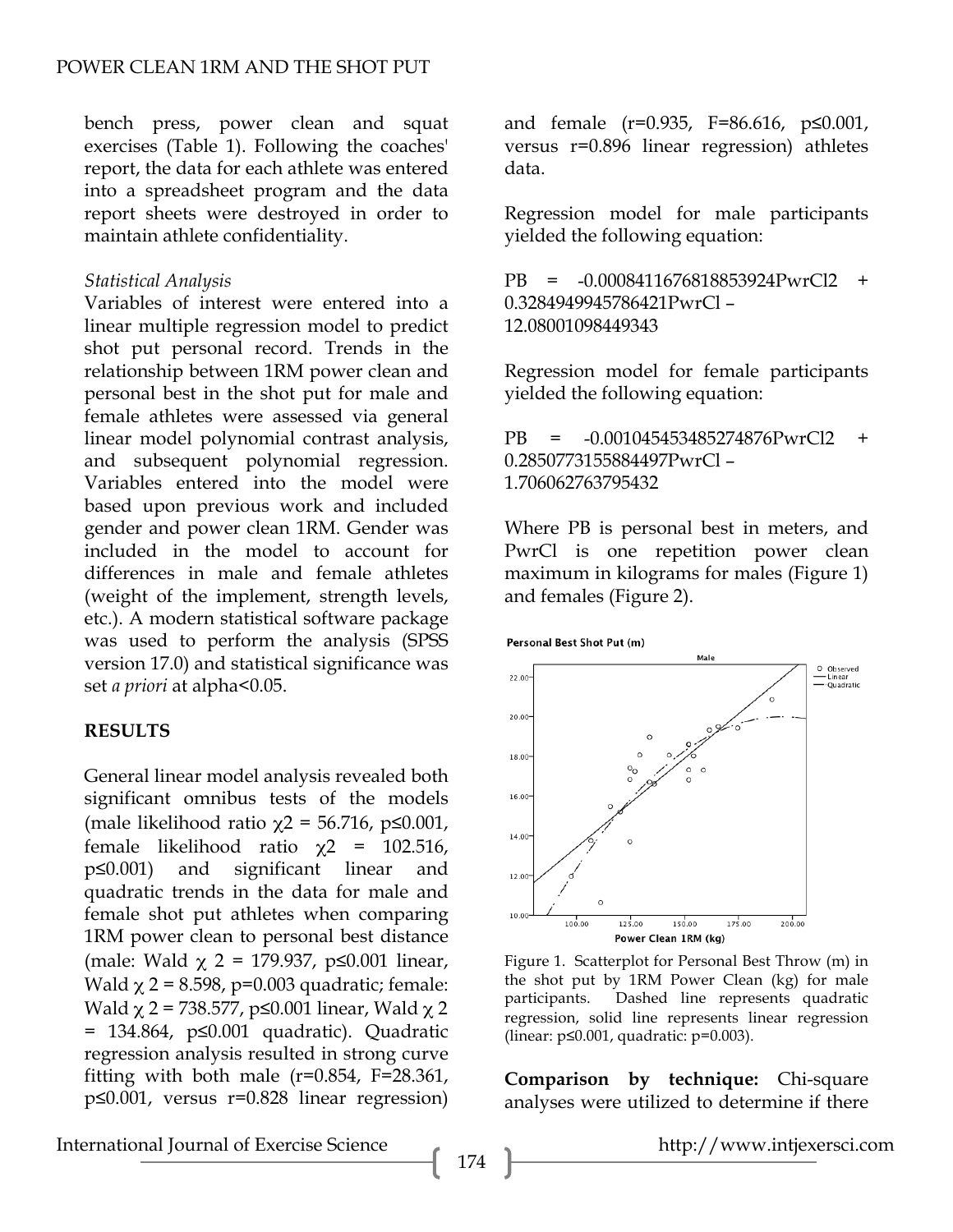bench press, power clean and squat exercises (Table 1). Following the coaches' report, the data for each athlete was entered into a spreadsheet program and the data report sheets were destroyed in order to maintain athlete confidentiality.

*Statistical Analysis*

Variables of interest were entered into a linear multiple regression model to predict shot put personal record. Trends in the relationship between 1RM power clean and personal best in the shot put for male and female athletes were assessed via general linear model polynomial contrast analysis, and subsequent polynomial regression. Variables entered into the model were based upon previous work and included gender and power clean 1RM. Gender was included in the model to account for differences in male and female athletes (weight of the implement, strength levels, etc.). A modern statistical software package was used to perform the analysis (SPSS version 17.0) and statistical significance was set *a priori* at alpha<0.05.

## RESULTS

General linear model analysis revealed both significant omnibus tests of the models (male likelihood ratio $\chi 2$ = 56.716, p≤0.001, female likelihood ratio $\chi 2$ = 102.516, p≤0.001) and significant linear and quadratic trends in the data for male and female shot put athletes when comparing 1RM power clean to personal best distance (male: Wald $\chi$ 2 = 179.937, p≤0.001 linear, Wald $\chi$ 2 = 8.598, p=0.003 quadratic; female: Wald $\chi$ 2 = 738.577, p≤0.001 linear, Wald $\chi$ 2 = 134.864, p≤0.001 quadratic). Quadratic regression analysis resulted in strong curve fitting with both male (r=0.854, F=28.361, p≤0.001, versus r=0.828 linear regression) and female (r=0.935, F=86.616, p≤0.001, versus r=0.896 linear regression) athletes data.

Regression model for male participants yielded the following equation:

PB = -0.0008411676818853924PwrCl2 + 0.3284949945786421PwrCl – 12.08001098449343

Regression model for female participants yielded the following equation:

PB = -0.0010454534852748 76PwrCl2 + 0.2850773155884497PwrCl – 1.706062763795432

Where PB is personal best in meters, and PwrCl is one repetition power clean maximum in kilograms for males (Figure 1) and females (Figure 2).

Figure 1. Scatterplot for Personal Best Throw (m) in the shot put by 1RM Power Clean (kg) for male participants. Dashed line represents quadratic regression, solid line represents linear regression (linear: p≤0.001, quadratic: p=0.003).

**Comparison by technique:** Chi-square analyses were utilized to determine if there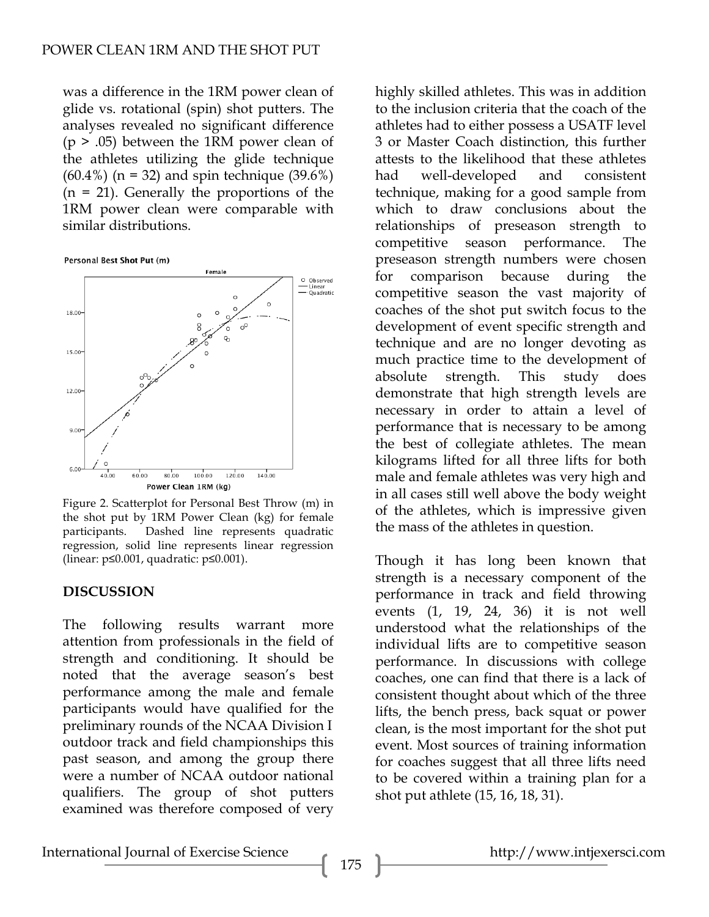was a difference in the 1RM power clean of glide vs. rotational (spin) shot putters. The analyses revealed no significant difference ($p > .05$) between the 1RM power clean of the athletes utilizing the glide technique (60.4%) ($n = 32$) and spin technique (39.6%) ($n = 21$). Generally the proportions of the 1RM power clean were comparable with similar distributions.

Figure 2. Scatterplot for Personal Best Throw (m) in the shot put by 1RM Power Clean (kg) for female participants. Dashed line represents quadratic regression, solid line represents linear regression (linear: $p \leq 0.001$, quadratic: $p \leq 0.001$).

## DISCUSSION

The following results warrant more attention from professionals in the field of strength and conditioning. It should be noted that the average season's best performance among the male and female participants would have qualified for the preliminary rounds of the NCAA Division I outdoor track and field championships this past season, and among the group there were a number of NCAA outdoor national qualifiers. The group of shot putters examined was therefore composed of very highly skilled athletes. This was in addition to the inclusion criteria that the coach of the athletes had to either possess a USATF level 3 or Master Coach distinction, this further attests to the likelihood that these athletes had well-developed and consistent technique, making for a good sample from which to draw conclusions about the relationships of preseason strength to competitive season performance. The preseason strength numbers were chosen for comparison because during the competitive season the vast majority of coaches of the shot put switch focus to the development of event specific strength and technique and are no longer devoting as much practice time to the development of absolute strength. This study does demonstrate that high strength levels are necessary in order to attain a level of performance that is necessary to be among the best of collegiate athletes. The mean kilograms lifted for all three lifts for both male and female athletes was very high and in all cases still well above the body weight of the athletes, which is impressive given the mass of the athletes in question.

Though it has long been known that strength is a necessary component of the performance in track and field throwing events (1, 19, 24, 36) it is not well understood what the relationships of the individual lifts are to competitive season performance. In discussions with college coaches, one can find that there is a lack of consistent thought about which of the three lifts, the bench press, back squat or power clean, is the most important for the shot put event. Most sources of training information for coaches suggest that all three lifts need to be covered within a training plan for a shot put athlete (15, 16, 18, 31).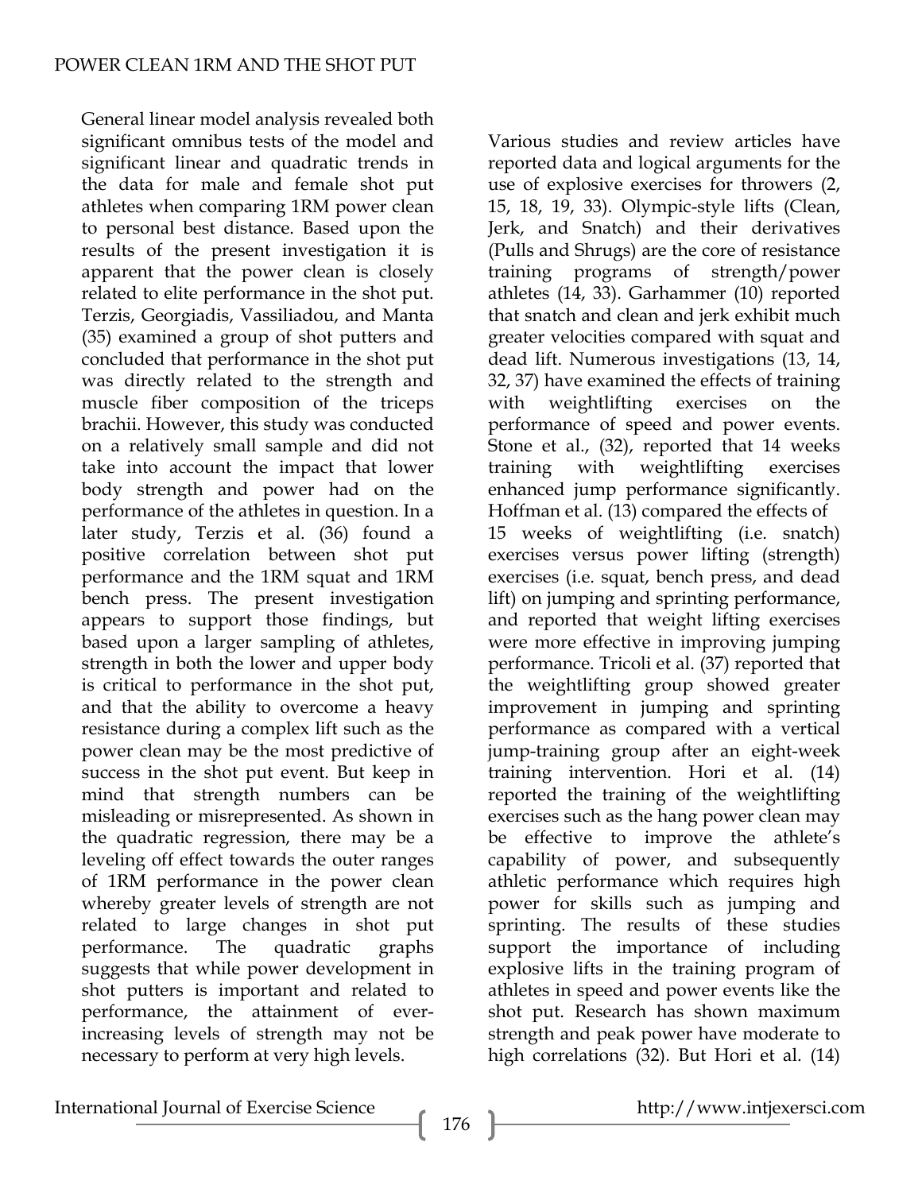General linear model analysis revealed both significant omnibus tests of the model and significant linear and quadratic trends in the data for male and female shot put athletes when comparing 1RM power clean to personal best distance. Based upon the results of the present investigation it is apparent that the power clean is closely related to elite performance in the shot put. Terzis, Georgiadis, Vassiliadou, and Manta (35) examined a group of shot putters and concluded that performance in the shot put was directly related to the strength and muscle fiber composition of the triceps brachii. However, this study was conducted on a relatively small sample and did not take into account the impact that lower body strength and power had on the performance of the athletes in question. In a later study, Terzis et al. (36) found a positive correlation between shot put performance and the 1RM squat and 1RM bench press. The present investigation appears to support those findings, but based upon a larger sampling of athletes, strength in both the lower and upper body is critical to performance in the shot put, and that the ability to overcome a heavy resistance during a complex lift such as the power clean may be the most predictive of success in the shot put event. But keep in mind that strength numbers can be misleading or misrepresented. As shown in the quadratic regression, there may be a leveling off effect towards the outer ranges of 1RM performance in the power clean whereby greater levels of strength are not related to large changes in shot put performance. The quadratic graphs suggests that while power development in shot putters is important and related to performance, the attainment of ever-increasing levels of strength may not be necessary to perform at very high levels.

Various studies and review articles have reported data and logical arguments for the use of explosive exercises for throwers (2, 15, 18, 19, 33). Olympic-style lifts (Clean, Jerk, and Snatch) and their derivatives (Pulls and Shrugs) are the core of resistance training programs of strength/power athletes (14, 33). Garhammer (10) reported that snatch and clean and jerk exhibit much greater velocities compared with squat and dead lift. Numerous investigations (13, 14, 32, 37) have examined the effects of training with weightlifting exercises on the performance of speed and power events. Stone et al., (32), reported that 14 weeks training with weightlifting exercises enhanced jump performance significantly. Hoffman et al. (13) compared the effects of 15 weeks of weightlifting (i.e. snatch) exercises versus power lifting (strength) exercises (i.e. squat, bench press, and dead lift) on jumping and sprinting performance, and reported that weight lifting exercises were more effective in improving jumping performance. Tricoli et al. (37) reported that the weightlifting group showed greater improvement in jumping and sprinting performance as compared with a vertical jump-training group after an eight-week training intervention. Hori et al. (14) reported the training of the weightlifting exercises such as the hang power clean may be effective to improve the athlete's capability of power, and subsequently athletic performance which requires high power for skills such as jumping and sprinting. The results of these studies support the importance of including explosive lifts in the training program of athletes in speed and power events like the shot put. Research has shown maximum strength and peak power have moderate to high correlations (32). But Hori et al. (14)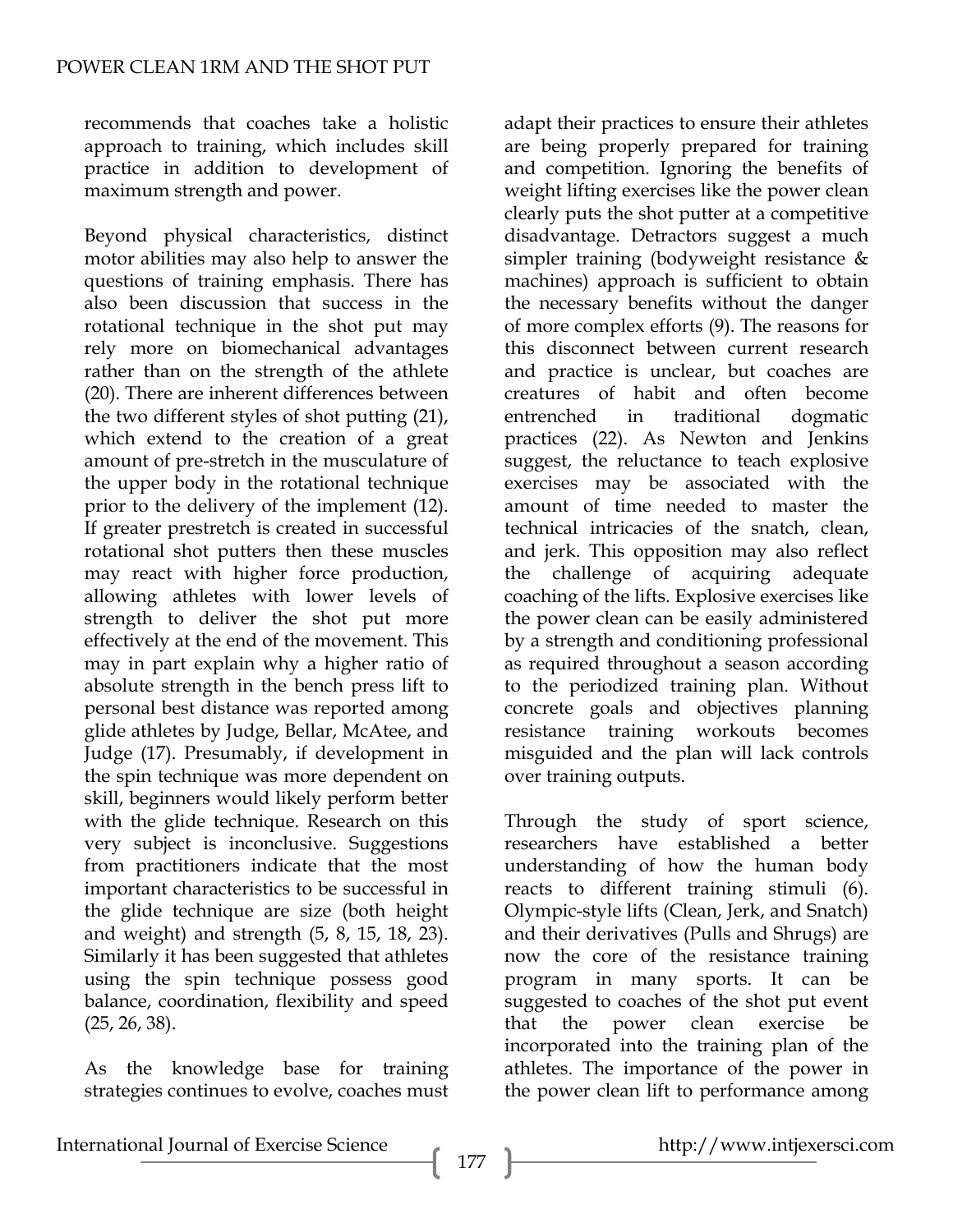recommends that coaches take a holistic approach to training, which includes skill practice in addition to development of maximum strength and power.

Beyond physical characteristics, distinct motor abilities may also help to answer the questions of training emphasis. There has also been discussion that success in the rotational technique in the shot put may rely more on biomechanical advantages rather than on the strength of the athlete (20). There are inherent differences between the two different styles of shot putting (21), which extend to the creation of a great amount of pre-stretch in the musculature of the upper body in the rotational technique prior to the delivery of the implement (12). If greater prestretch is created in successful rotational shot putters then these muscles may react with higher force production, allowing athletes with lower levels of strength to deliver the shot put more effectively at the end of the movement. This may in part explain why a higher ratio of absolute strength in the bench press lift to personal best distance was reported among glide athletes by Judge, Bellar, McAtee, and Judge (17). Presumably, if development in the spin technique was more dependent on skill, beginners would likely perform better with the glide technique. Research on this very subject is inconclusive. Suggestions from practitioners indicate that the most important characteristics to be successful in the glide technique are size (both height and weight) and strength (5, 8, 15, 18, 23). Similarly it has been suggested that athletes using the spin technique possess good balance, coordination, flexibility and speed (25, 26, 38).

As the knowledge base for training strategies continues to evolve, coaches must adapt their practices to ensure their athletes are being properly prepared for training and competition. Ignoring the benefits of weight lifting exercises like the power clean clearly puts the shot putter at a competitive disadvantage. Detractors suggest a much simpler training (bodyweight resistance & machines) approach is sufficient to obtain the necessary benefits without the danger of more complex efforts (9). The reasons for this disconnect between current research and practice is unclear, but coaches are creatures of habit and often become entrenched in traditional dogmatic practices (22). As Newton and Jenkins suggest, the reluctance to teach explosive exercises may be associated with the amount of time needed to master the technical intricacies of the snatch, clean, and jerk. This opposition may also reflect the challenge of acquiring adequate coaching of the lifts. Explosive exercises like the power clean can be easily administered by a strength and conditioning professional as required throughout a season according to the periodized training plan. Without concrete goals and objectives planning resistance training workouts becomes misguided and the plan will lack controls over training outputs.

Through the study of sport science, researchers have established a better understanding of how the human body reacts to different training stimuli (6). Olympic-style lifts (Clean, Jerk, and Snatch) and their derivatives (Pulls and Shrugs) are now the core of the resistance training program in many sports. It can be suggested to coaches of the shot put event that the power clean exercise be incorporated into the training plan of the athletes. The importance of the power in the power clean lift to performance among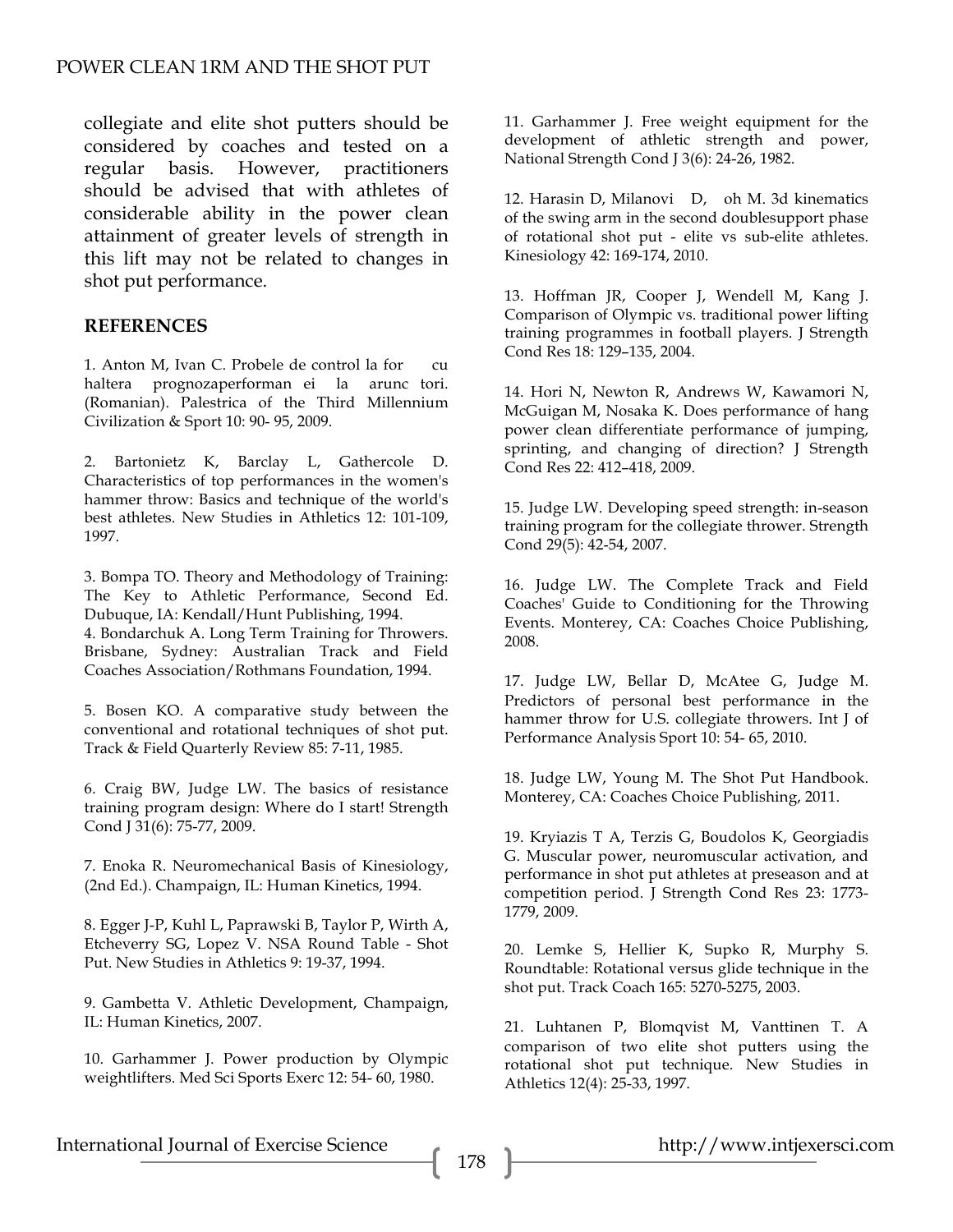collegiate and elite shot putters should be considered by coaches and tested on a regular basis. However, practitioners should be advised that with athletes of considerable ability in the power clean attainment of greater levels of strength in this lift may not be related to changes in shot put performance.

## REFERENCES

1. Anton M, Ivan C. Probele de control la for cu haltera prognozaperforman ei la arunc tori. (Romanian). Palestrica of the Third Millennium Civilization & Sport 10: 90- 95, 2009.

2. Bartonietz K, Barclay L, Gathercole D. Characteristics of top performances in the women's hammer throw: Basics and technique of the world's best athletes. New Studies in Athletics 12: 101-109, 1997.

3. Bompa TO. Theory and Methodology of Training: The Key to Athletic Performance, Second Ed. Dubuque, IA: Kendall/Hunt Publishing, 1994.

4. Bondarchuk A. Long Term Training for Throwers. Brisbane, Sydney: Australian Track and Field Coaches Association/Rothmans Foundation, 1994.

5. Bosen KO. A comparative study between the conventional and rotational techniques of shot put. Track & Field Quarterly Review 85: 7-11, 1985.

6. Craig BW, Judge LW. The basics of resistance training program design: Where do I start! Strength Cond J 31(6): 75-77, 2009.

7. Enoka R. Neuromechanical Basis of Kinesiology, (2nd Ed.). Champaign, IL: Human Kinetics, 1994.

8. Egger J-P, Kuhl L, Paprawski B, Taylor P, Wirth A, Etcheverry SG, Lopez V. NSA Round Table - Shot Put. New Studies in Athletics 9: 19-37, 1994.

9. Gambetta V. Athletic Development, Champaign, IL: Human Kinetics, 2007.

10. Garhammer J. Power production by Olympic weightlifters. Med Sci Sports Exerc 12: 54- 60, 1980.

11. Garhammer J. Free weight equipment for the development of athletic strength and power, National Strength Cond J 3(6): 24-26, 1982.

12. Harasin D, Milanovi D, oh M. 3d kinematics of the swing arm in the second doublesupport phase of rotational shot put - elite vs sub-elite athletes. Kinesiology 42: 169-174, 2010.

13. Hoffman JR, Cooper J, Wendell M, Kang J. Comparison of Olympic vs. traditional power lifting training programmes in football players. J Strength Cond Res 18: 129–135, 2004.

14. Hori N, Newton R, Andrews W, Kawamori N, McGuigan M, Nosaka K. Does performance of hang power clean differentiate performance of jumping, sprinting, and changing of direction? J Strength Cond Res 22: 412–418, 2009.

15. Judge LW. Developing speed strength: in-season training program for the collegiate thrower. Strength Cond 29(5): 42-54, 2007.

16. Judge LW. The Complete Track and Field Coaches' Guide to Conditioning for the Throwing Events. Monterey, CA: Coaches Choice Publishing, 2008.

17. Judge LW, Bellar D, McAtee G, Judge M. Predictors of personal best performance in the hammer throw for U.S. collegiate throwers. Int J of Performance Analysis Sport 10: 54- 65, 2010.

18. Judge LW, Young M. The Shot Put Handbook. Monterey, CA: Coaches Choice Publishing, 2011.

19. Kryiazis T A, Terzis G, Boudolos K, Georgiadis G. Muscular power, neuromuscular activation, and performance in shot put athletes at preseason and at competition period. J Strength Cond Res 23: 1773-1779, 2009.

20. Lemke S, Hellier K, Supko R, Murphy S. Roundtable: Rotational versus glide technique in the shot put. Track Coach 165: 5270-5275, 2003.

21. Luhtanen P, Blomqvist M, Vanttinen T. A comparison of two elite shot putters using the rotational shot put technique. New Studies in Athletics 12(4): 25-33, 1997.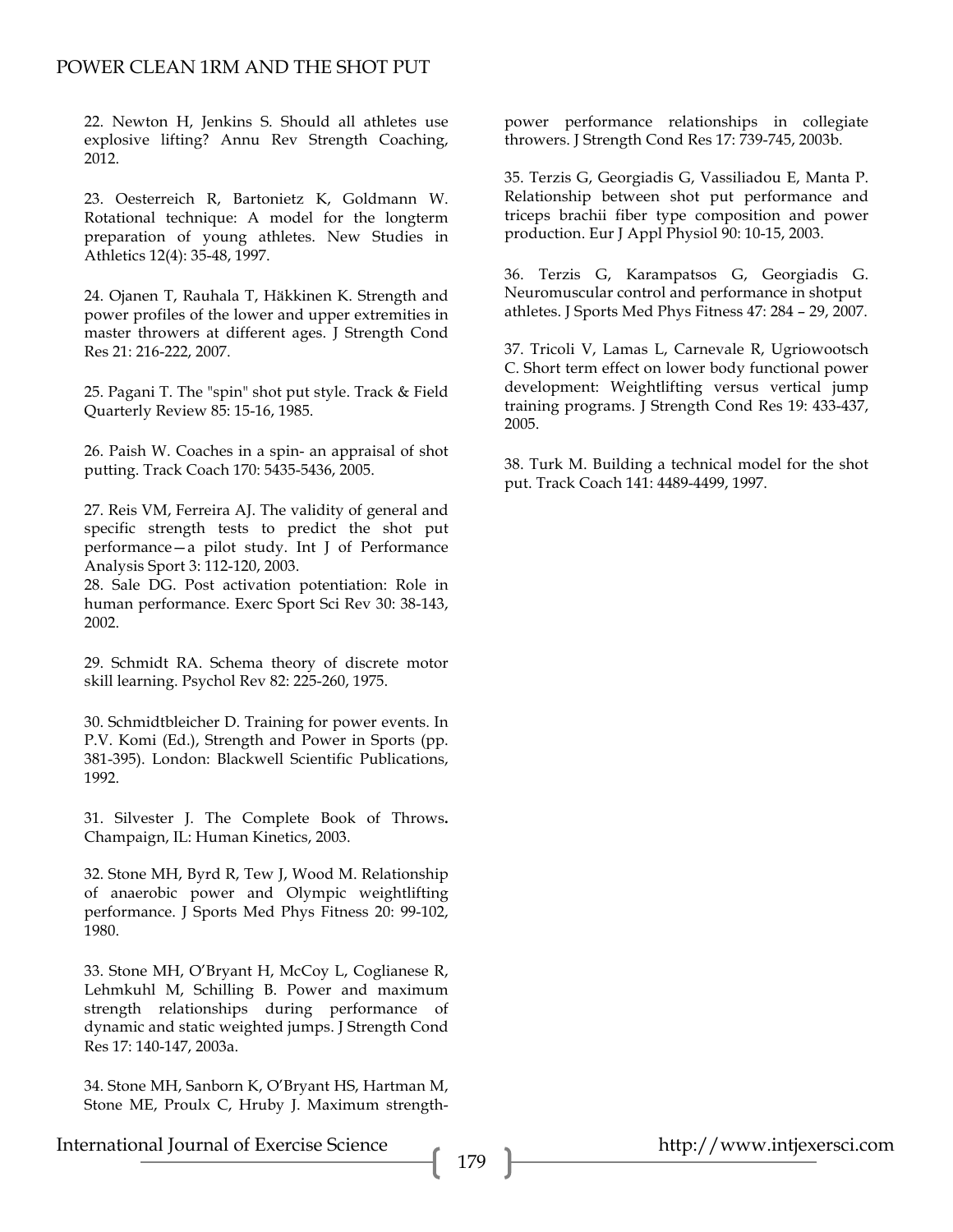22. Newton H, Jenkins S. Should all athletes use explosive lifting? Annu Rev Strength Coaching, 2012.

23. Oesterreich R, Bartonietz K, Goldmann W. Rotational technique: A model for the longterm preparation of young athletes. New Studies in Athletics 12(4): 35-48, 1997.

24. Ojanen T, Rauhala T, Häkkinen K. Strength and power profiles of the lower and upper extremities in master throwers at different ages. J Strength Cond Res 21: 216-222, 2007.

25. Pagani T. The "spin" shot put style. Track & Field Quarterly Review 85: 15-16, 1985.

26. Paish W. Coaches in a spin- an appraisal of shot putting. Track Coach 170: 5435-5436, 2005.

27. Reis VM, Ferreira AJ. The validity of general and specific strength tests to predict the shot put performance—a pilot study. Int J of Performance Analysis Sport 3: 112-120, 2003.

28. Sale DG. Post activation potentiation: Role in human performance. Exerc Sport Sci Rev 30: 38-143, 2002.

29. Schmidt RA. Schema theory of discrete motor skill learning. Psychol Rev 82: 225-260, 1975.

30. Schmidtbleicher D. Training for power events. In P.V. Komi (Ed.), Strength and Power in Sports (pp. 381-395). London: Blackwell Scientific Publications, 1992.

31. Silvester J. The Complete Book of Throws**.** Champaign, IL: Human Kinetics, 2003.

32. Stone MH, Byrd R, Tew J, Wood M. Relationship of anaerobic power and Olympic weightlifting performance. J Sports Med Phys Fitness 20: 99-102, 1980.

33. Stone MH, O'Bryant H, McCoy L, Coglianese R, Lehmkuhl M, Schilling B. Power and maximum strength relationships during performance of dynamic and static weighted jumps. J Strength Cond Res 17: 140-147, 2003a.

34. Stone MH, Sanborn K, O'Bryant HS, Hartman M, Stone ME, Proulx C, Hruby J. Maximum strength-power performance relationships in collegiate throwers. J Strength Cond Res 17: 739-745, 2003b.

35. Terzis G, Georgiadis G, Vassiliadou E, Manta P. Relationship between shot put performance and triceps brachii fiber type composition and power production. Eur J Appl Physiol 90: 10-15, 2003.

36. Terzis G, Karampatsos G, Georgiadis G. Neuromuscular control and performance in shotput athletes. J Sports Med Phys Fitness 47: 284 – 29, 2007.

37. Tricoli V, Lamas L, Carnevale R, Ugriowootsch C. Short term effect on lower body functional power development: Weightlifting versus vertical jump training programs. J Strength Cond Res 19: 433-437, 2005.

38. Turk M. Building a technical model for the shot put. Track Coach 141: 4489-4499, 1997.